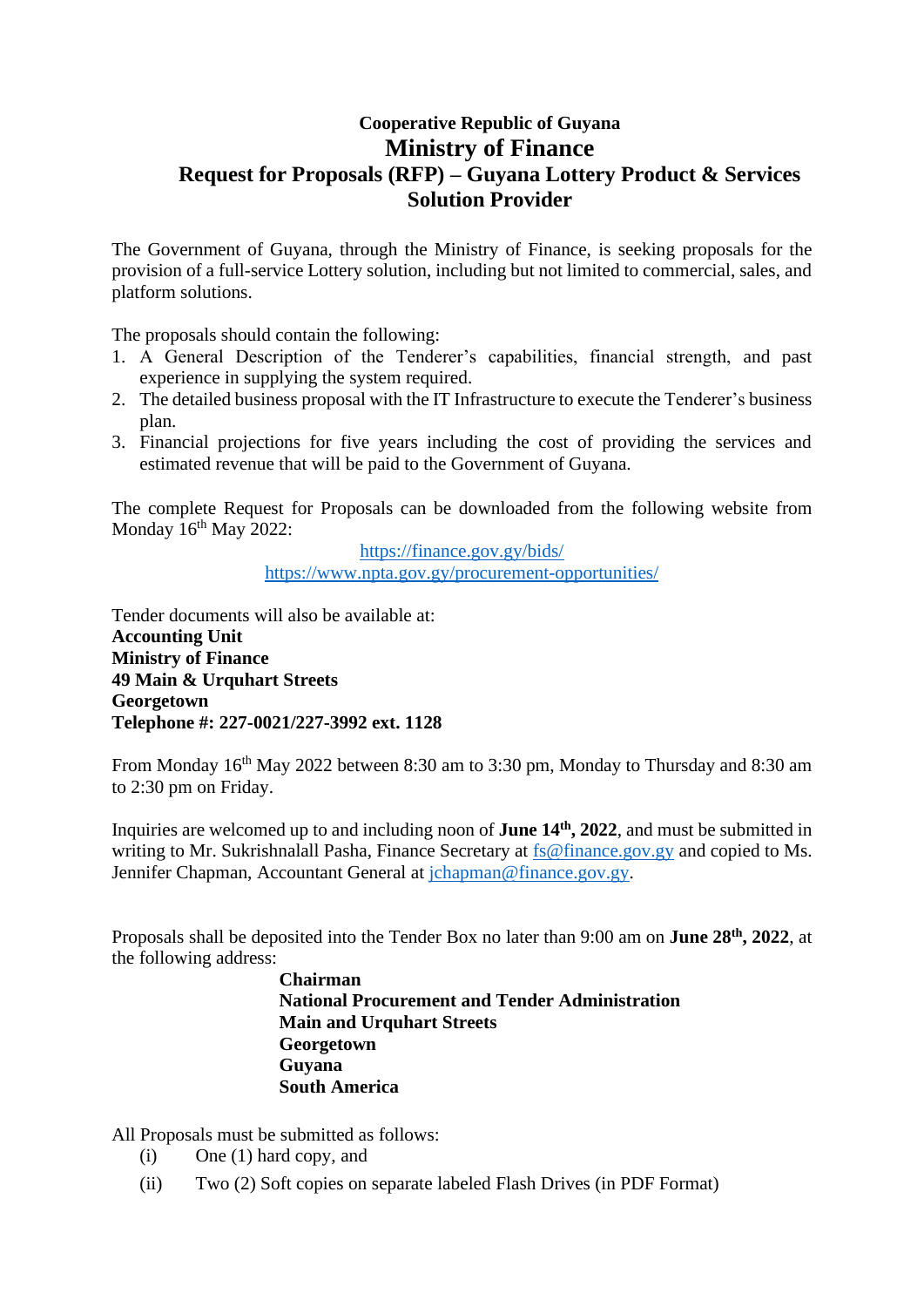**Cooperative Republic of Guyana**

# Ministry of Finance

## Request for Proposals (RFP) – Guyana Lottery Product & Services Solution Provider

The Government of Guyana, through the Ministry of Finance, is seeking proposals for the provision of a full-service Lottery solution, including but not limited to commercial, sales, and platform solutions.

The proposals should contain the following:

1. A General Description of the Tenderer's capabilities, financial strength, and past experience in supplying the system required.
2. The detailed business proposal with the IT Infrastructure to execute the Tenderer's business plan.
3. Financial projections for five years including the cost of providing the services and estimated revenue that will be paid to the Government of Guyana.

The complete Request for Proposals can be downloaded from the following website from Monday 16th May 2022:

https://finance.gov.gy/bids/
https://www.npta.gov.gy/procurement-opportunities/

Tender documents will also be available at:
**Accounting Unit**
**Ministry of Finance**
**49 Main & Urquhart Streets**
**Georgetown**
**Telephone #: 227-0021/227-3992 ext. 1128**

From Monday 16th May 2022 between 8:30 am to 3:30 pm, Monday to Thursday and 8:30 am to 2:30 pm on Friday.

Inquiries are welcomed up to and including noon of **June 14th, 2022**, and must be submitted in writing to Mr. Sukrishnalall Pasha, Finance Secretary at fs@finance.gov.gy and copied to Ms. Jennifer Chapman, Accountant General at jchapman@finance.gov.gy.

Proposals shall be deposited into the Tender Box no later than 9:00 am on **June 28th, 2022**, at the following address:

**Chairman**
**National Procurement and Tender Administration**
**Main and Urquhart Streets**
**Georgetown**
**Guyana**
**South America**

All Proposals must be submitted as follows:

(i) One (1) hard copy, and

(ii) Two (2) Soft copies on separate labeled Flash Drives (in PDF Format)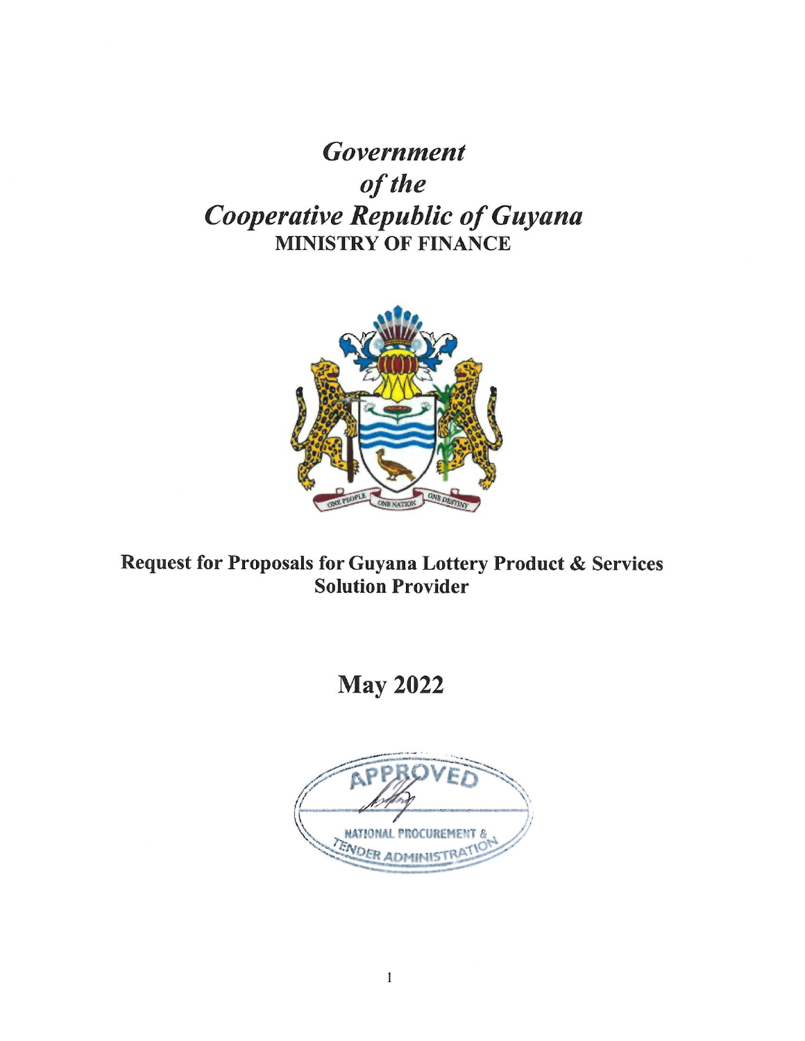# *Government of the Cooperative Republic of Guyana*

**MINISTRY OF FINANCE**

**Request for Proposals for Guyana Lottery Product & Services Solution Provider**

## May 2022

APPROVED
NATIONAL PROCUREMENT & TENDER ADMINISTRATION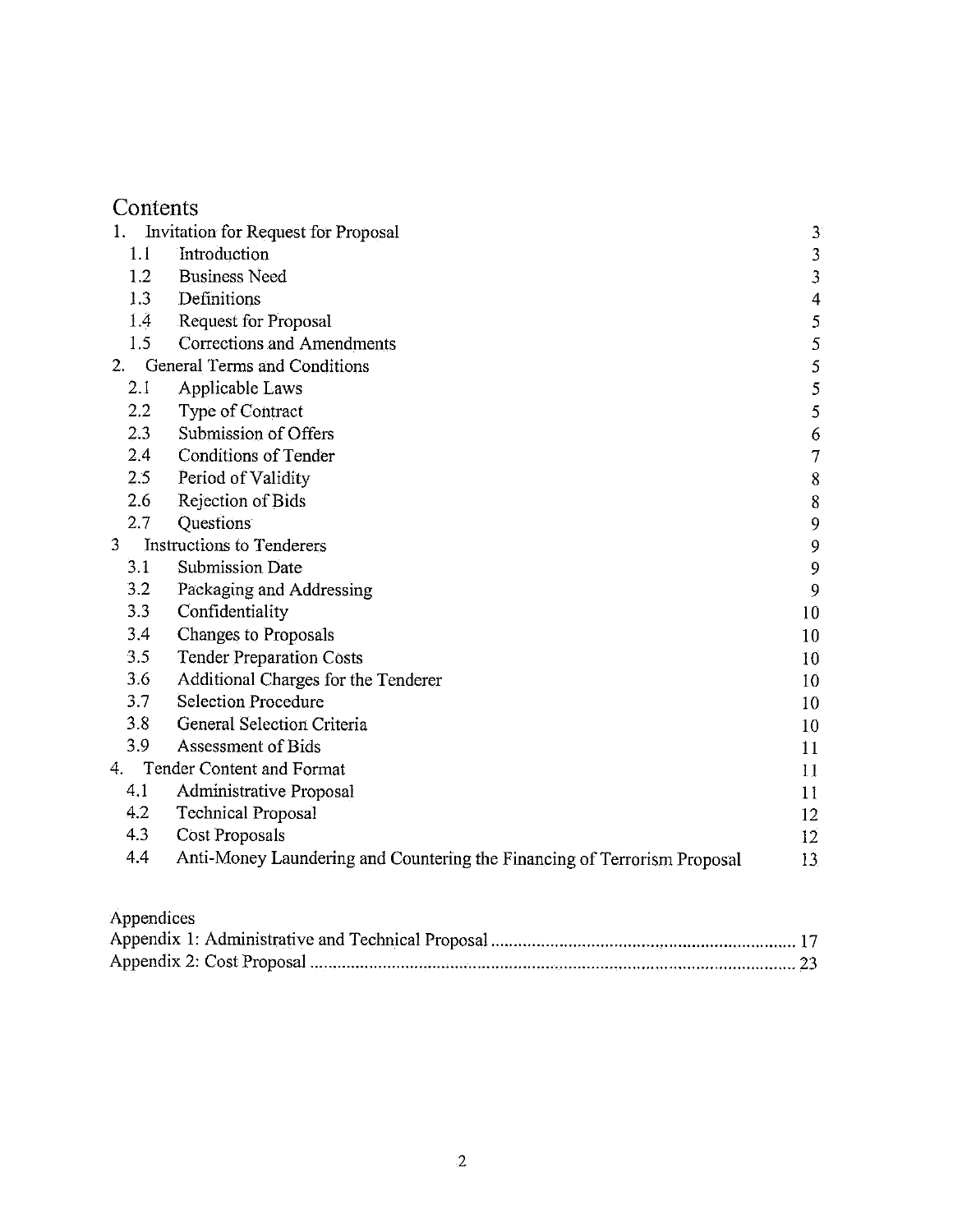# Contents

| | | |
|---|---|---|
| 1. | Invitation for Request for Proposal | 3 |
| 1.1 | Introduction | 3 |
| 1.2 | Business Need | 3 |
| 1.3 | Definitions | 4 |
| 1.4 | Request for Proposal | 5 |
| 1.5 | Corrections and Amendments | 5 |
| 2. | General Terms and Conditions | 5 |
| 2.1 | Applicable Laws | 5 |
| 2.2 | Type of Contract | 5 |
| 2.3 | Submission of Offers | 6 |
| 2.4 | Conditions of Tender | 7 |
| 2.5 | Period of Validity | 8 |
| 2.6 | Rejection of Bids | 8 |
| 2.7 | Questions | 9 |
| 3 | Instructions to Tenderers | 9 |
| 3.1 | Submission Date | 9 |
| 3.2 | Packaging and Addressing | 9 |
| 3.3 | Confidentiality | 10 |
| 3.4 | Changes to Proposals | 10 |
| 3.5 | Tender Preparation Costs | 10 |
| 3.6 | Additional Charges for the Tenderer | 10 |
| 3.7 | Selection Procedure | 10 |
| 3.8 | General Selection Criteria | 10 |
| 3.9 | Assessment of Bids | 11 |
| 4. | Tender Content and Format | 11 |
| 4.1 | Administrative Proposal | 11 |
| 4.2 | Technical Proposal | 12 |
| 4.3 | Cost Proposals | 12 |
| 4.4 | Anti-Money Laundering and Countering the Financing of Terrorism Proposal | 13 |

Appendices

Appendix 1: Administrative and Technical Proposal .................................................................. 17

Appendix 2: Cost Proposal ......................................................................................................... 23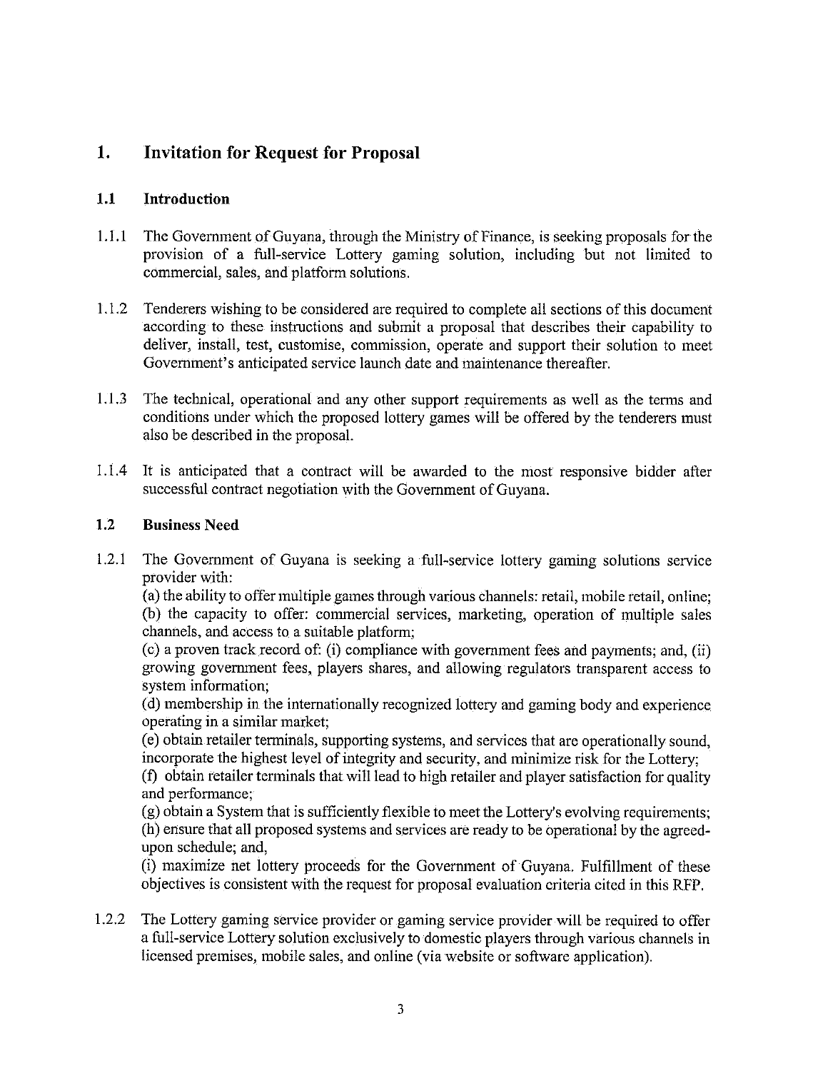# 1. Invitation for Request for Proposal

## 1.1 Introduction

1.1.1 The Government of Guyana, through the Ministry of Finance, is seeking proposals for the provision of a full-service Lottery gaming solution, including but not limited to commercial, sales, and platform solutions.

1.1.2 Tenderers wishing to be considered are required to complete all sections of this document according to these instructions and submit a proposal that describes their capability to deliver, install, test, customise, commission, operate and support their solution to meet Government's anticipated service launch date and maintenance thereafter.

1.1.3 The technical, operational and any other support requirements as well as the terms and conditions under which the proposed lottery games will be offered by the tenderers must also be described in the proposal.

1.1.4 It is anticipated that a contract will be awarded to the most responsive bidder after successful contract negotiation with the Government of Guyana.

## 1.2 Business Need

1.2.1 The Government of Guyana is seeking a full-service lottery gaming solutions service provider with:
(a) the ability to offer multiple games through various channels: retail, mobile retail, online;
(b) the capacity to offer: commercial services, marketing, operation of multiple sales channels, and access to a suitable platform;
(c) a proven track record of: (i) compliance with government fees and payments; and, (ii) growing government fees, players shares, and allowing regulators transparent access to system information;
(d) membership in the internationally recognized lottery and gaming body and experience operating in a similar market;
(e) obtain retailer terminals, supporting systems, and services that are operationally sound, incorporate the highest level of integrity and security, and minimize risk for the Lottery;
(f) obtain retailer terminals that will lead to high retailer and player satisfaction for quality and performance;
(g) obtain a System that is sufficiently flexible to meet the Lottery's evolving requirements;
(h) ensure that all proposed systems and services are ready to be operational by the agreed-upon schedule; and,
(i) maximize net lottery proceeds for the Government of Guyana. Fulfillment of these objectives is consistent with the request for proposal evaluation criteria cited in this RFP.

1.2.2 The Lottery gaming service provider or gaming service provider will be required to offer a full-service Lottery solution exclusively to domestic players through various channels in licensed premises, mobile sales, and online (via website or software application).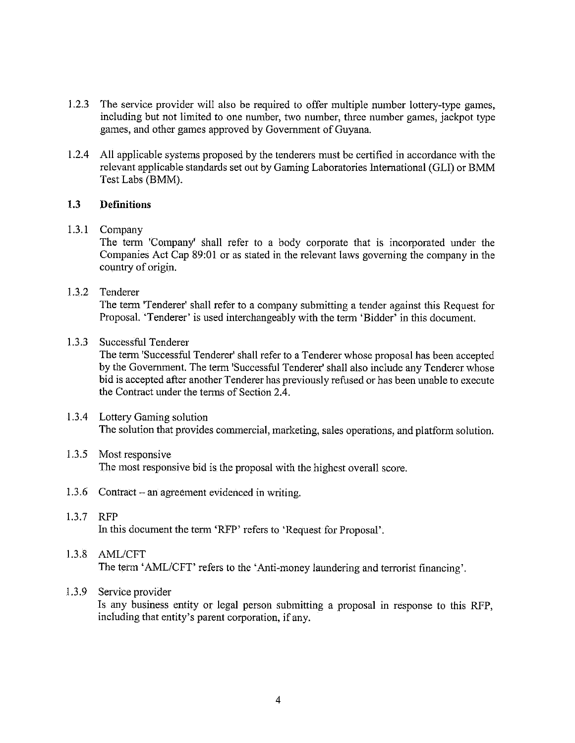1.2.3 The service provider will also be required to offer multiple number lottery-type games, including but not limited to one number, two number, three number games, jackpot type games, and other games approved by Government of Guyana.

1.2.4 All applicable systems proposed by the tenderers must be certified in accordance with the relevant applicable standards set out by Gaming Laboratories International (GLI) or BMM Test Labs (BMM).

### 1.3 Definitions

1.3.1 Company

The term 'Company' shall refer to a body corporate that is incorporated under the Companies Act Cap 89:01 or as stated in the relevant laws governing the company in the country of origin.

1.3.2 Tenderer

The term 'Tenderer' shall refer to a company submitting a tender against this Request for Proposal. 'Tenderer' is used interchangeably with the term 'Bidder' in this document.

1.3.3 Successful Tenderer

The term 'Successful Tenderer' shall refer to a Tenderer whose proposal has been accepted by the Government. The term 'Successful Tenderer' shall also include any Tenderer whose bid is accepted after another Tenderer has previously refused or has been unable to execute the Contract under the terms of Section 2.4.

1.3.4 Lottery Gaming solution

The solution that provides commercial, marketing, sales operations, and platform solution.

1.3.5 Most responsive

The most responsive bid is the proposal with the highest overall score.

1.3.6 Contract – an agreement evidenced in writing.

1.3.7 RFP

In this document the term 'RFP' refers to 'Request for Proposal'.

1.3.8 AML/CFT

The term 'AML/CFT' refers to the 'Anti-money laundering and terrorist financing'.

1.3.9 Service provider

Is any business entity or legal person submitting a proposal in response to this RFP, including that entity's parent corporation, if any.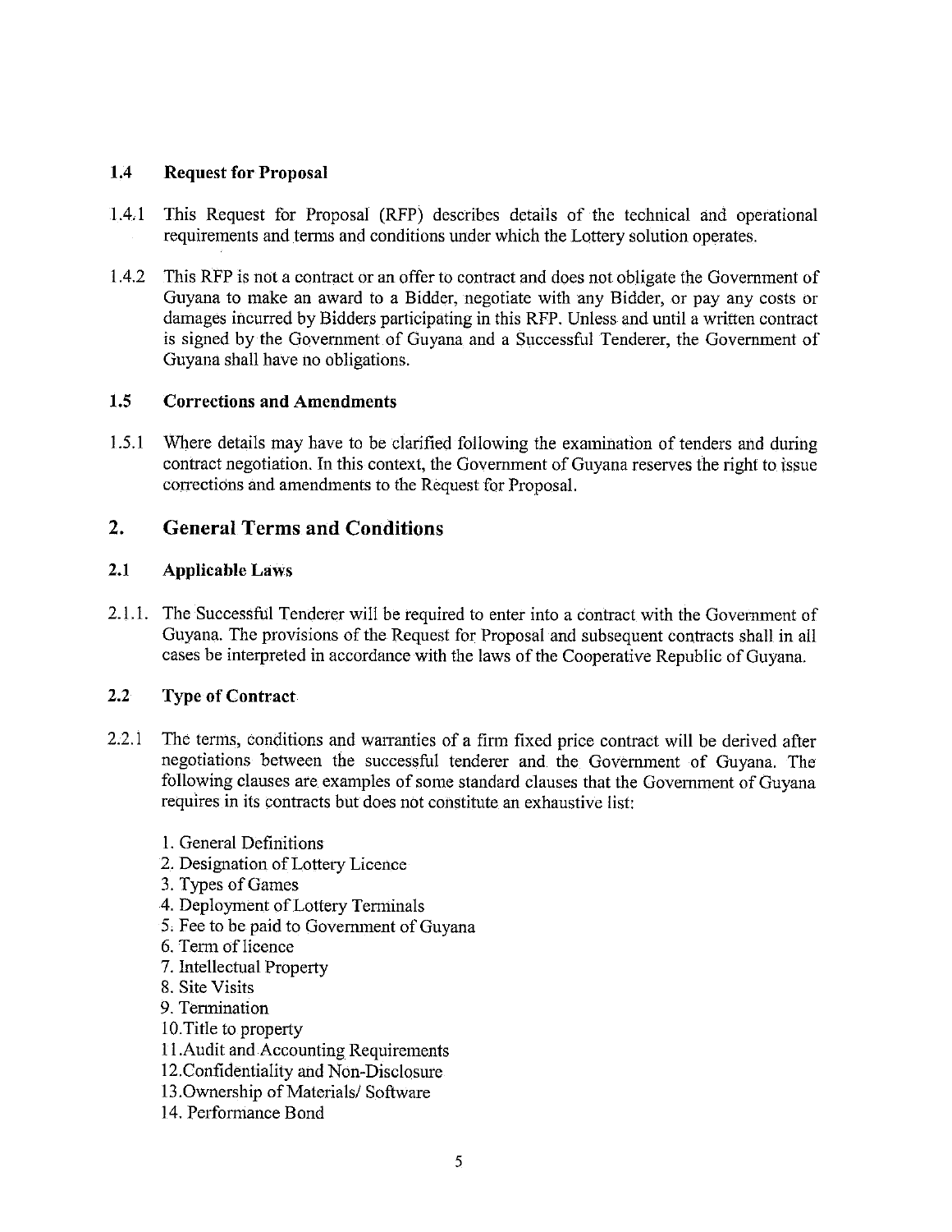### 1.4 Request for Proposal

1.4.1 This Request for Proposal (RFP) describes details of the technical and operational requirements and terms and conditions under which the Lottery solution operates.

1.4.2 This RFP is not a contract or an offer to contract and does not obligate the Government of Guyana to make an award to a Bidder, negotiate with any Bidder, or pay any costs or damages incurred by Bidders participating in this RFP. Unless and until a written contract is signed by the Government of Guyana and a Successful Tenderer, the Government of Guyana shall have no obligations.

### 1.5 Corrections and Amendments

1.5.1 Where details may have to be clarified following the examination of tenders and during contract negotiation. In this context, the Government of Guyana reserves the right to issue corrections and amendments to the Request for Proposal.

## 2. General Terms and Conditions

### 2.1 Applicable Laws

2.1.1. The Successful Tenderer will be required to enter into a contract with the Government of Guyana. The provisions of the Request for Proposal and subsequent contracts shall in all cases be interpreted in accordance with the laws of the Cooperative Republic of Guyana.

### 2.2 Type of Contract

2.2.1 The terms, conditions and warranties of a firm fixed price contract will be derived after negotiations between the successful tenderer and the Government of Guyana. The following clauses are examples of some standard clauses that the Government of Guyana requires in its contracts but does not constitute an exhaustive list:

1. General Definitions
2. Designation of Lottery Licence
3. Types of Games
4. Deployment of Lottery Terminals
5. Fee to be paid to Government of Guyana
6. Term of licence
7. Intellectual Property
8. Site Visits
9. Termination
10. Title to property
11. Audit and Accounting Requirements
12. Confidentiality and Non-Disclosure
13. Ownership of Materials/ Software
14. Performance Bond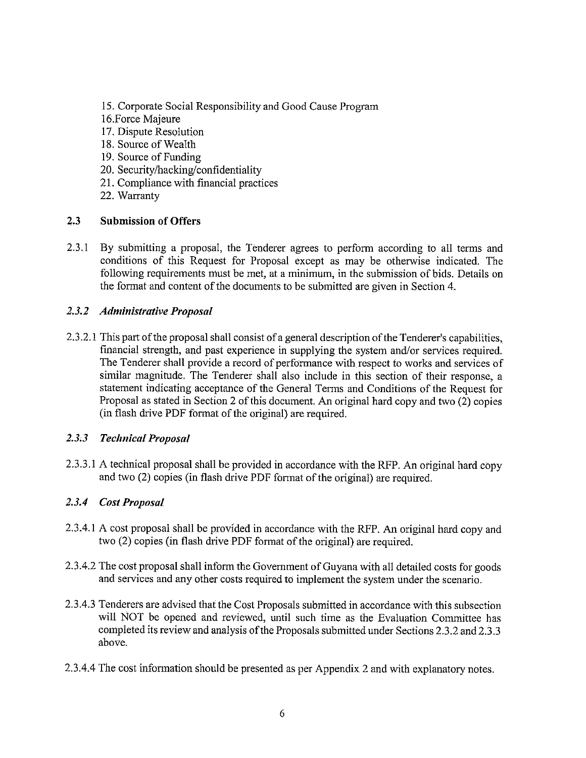15. Corporate Social Responsibility and Good Cause Program
16. Force Majeure
17. Dispute Resolution
18. Source of Wealth
19. Source of Funding
20. Security/hacking/confidentiality
21. Compliance with financial practices
22. Warranty

## 2.3 Submission of Offers

2.3.1 By submitting a proposal, the Tenderer agrees to perform according to all terms and conditions of this Request for Proposal except as may be otherwise indicated. The following requirements must be met, at a minimum, in the submission of bids. Details on the format and content of the documents to be submitted are given in Section 4.

### *2.3.2 Administrative Proposal*

2.3.2.1 This part of the proposal shall consist of a general description of the Tenderer's capabilities, financial strength, and past experience in supplying the system and/or services required. The Tenderer shall provide a record of performance with respect to works and services of similar magnitude. The Tenderer shall also include in this section of their response, a statement indicating acceptance of the General Terms and Conditions of the Request for Proposal as stated in Section 2 of this document. An original hard copy and two (2) copies (in flash drive PDF format of the original) are required.

### *2.3.3 Technical Proposal*

2.3.3.1 A technical proposal shall be provided in accordance with the RFP. An original hard copy and two (2) copies (in flash drive PDF format of the original) are required.

### *2.3.4 Cost Proposal*

2.3.4.1 A cost proposal shall be provided in accordance with the RFP. An original hard copy and two (2) copies (in flash drive PDF format of the original) are required.

2.3.4.2 The cost proposal shall inform the Government of Guyana with all detailed costs for goods and services and any other costs required to implement the system under the scenario.

2.3.4.3 Tenderers are advised that the Cost Proposals submitted in accordance with this subsection will NOT be opened and reviewed, until such time as the Evaluation Committee has completed its review and analysis of the Proposals submitted under Sections 2.3.2 and 2.3.3 above.

2.3.4.4 The cost information should be presented as per Appendix 2 and with explanatory notes.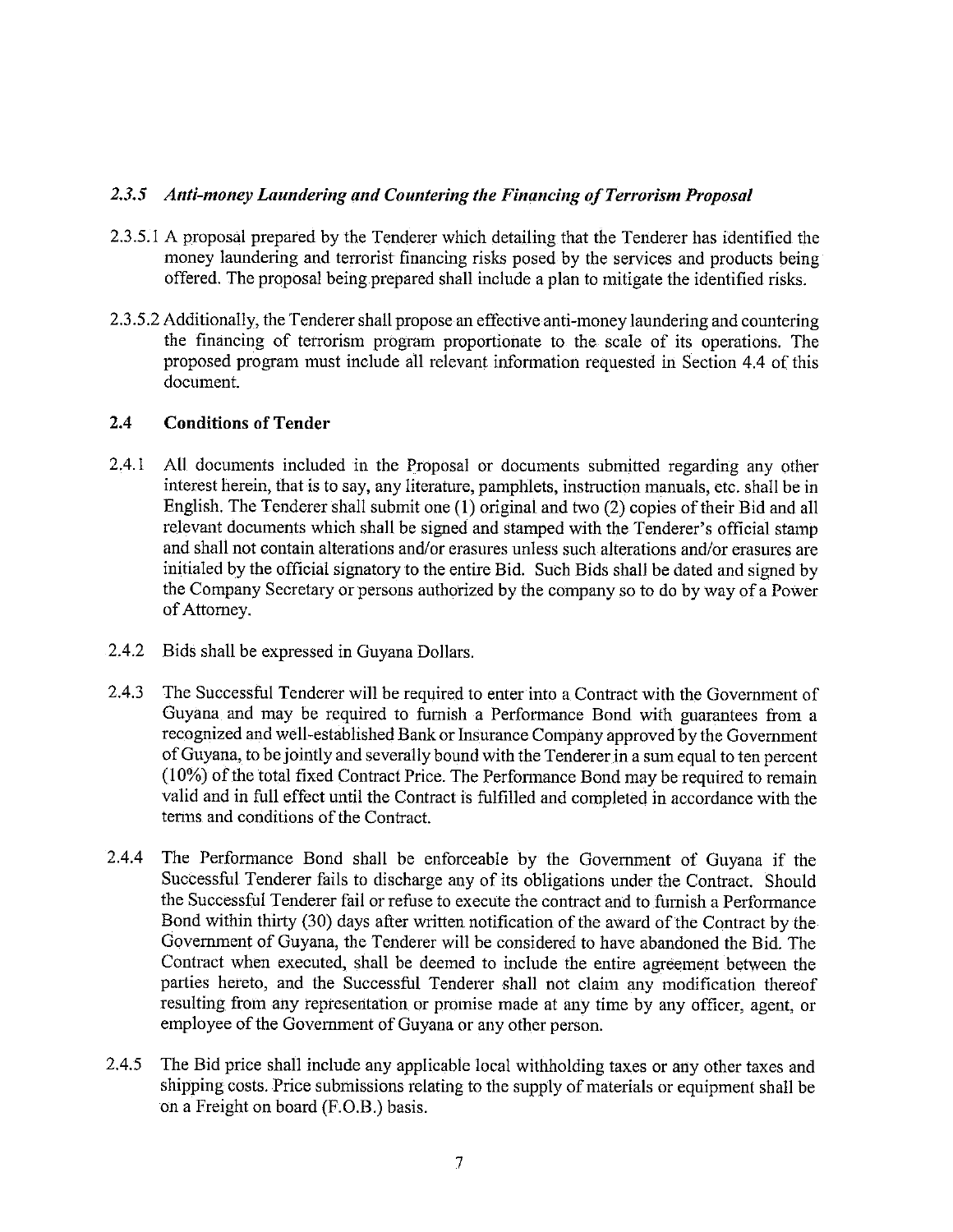### *2.3.5 Anti-money Laundering and Countering the Financing of Terrorism Proposal*

2.3.5.1 A proposal prepared by the Tenderer which detailing that the Tenderer has identified the money laundering and terrorist financing risks posed by the services and products being offered. The proposal being prepared shall include a plan to mitigate the identified risks.

2.3.5.2 Additionally, the Tenderer shall propose an effective anti-money laundering and countering the financing of terrorism program proportionate to the scale of its operations. The proposed program must include all relevant information requested in Section 4.4 of this document.

## 2.4 Conditions of Tender

2.4.1 All documents included in the Proposal or documents submitted regarding any other interest herein, that is to say, any literature, pamphlets, instruction manuals, etc. shall be in English. The Tenderer shall submit one (1) original and two (2) copies of their Bid and all relevant documents which shall be signed and stamped with the Tenderer's official stamp and shall not contain alterations and/or erasures unless such alterations and/or erasures are initialed by the official signatory to the entire Bid. Such Bids shall be dated and signed by the Company Secretary or persons authorized by the company so to do by way of a Power of Attorney.

2.4.2 Bids shall be expressed in Guyana Dollars.

2.4.3 The Successful Tenderer will be required to enter into a Contract with the Government of Guyana and may be required to furnish a Performance Bond with guarantees from a recognized and well-established Bank or Insurance Company approved by the Government of Guyana, to be jointly and severally bound with the Tenderer in a sum equal to ten percent (10%) of the total fixed Contract Price. The Performance Bond may be required to remain valid and in full effect until the Contract is fulfilled and completed in accordance with the terms and conditions of the Contract.

2.4.4 The Performance Bond shall be enforceable by the Government of Guyana if the Successful Tenderer fails to discharge any of its obligations under the Contract. Should the Successful Tenderer fail or refuse to execute the contract and to furnish a Performance Bond within thirty (30) days after written notification of the award of the Contract by the Government of Guyana, the Tenderer will be considered to have abandoned the Bid. The Contract when executed, shall be deemed to include the entire agreement between the parties hereto, and the Successful Tenderer shall not claim any modification thereof resulting from any representation or promise made at any time by any officer, agent, or employee of the Government of Guyana or any other person.

2.4.5 The Bid price shall include any applicable local withholding taxes or any other taxes and shipping costs. Price submissions relating to the supply of materials or equipment shall be on a Freight on board (F.O.B.) basis.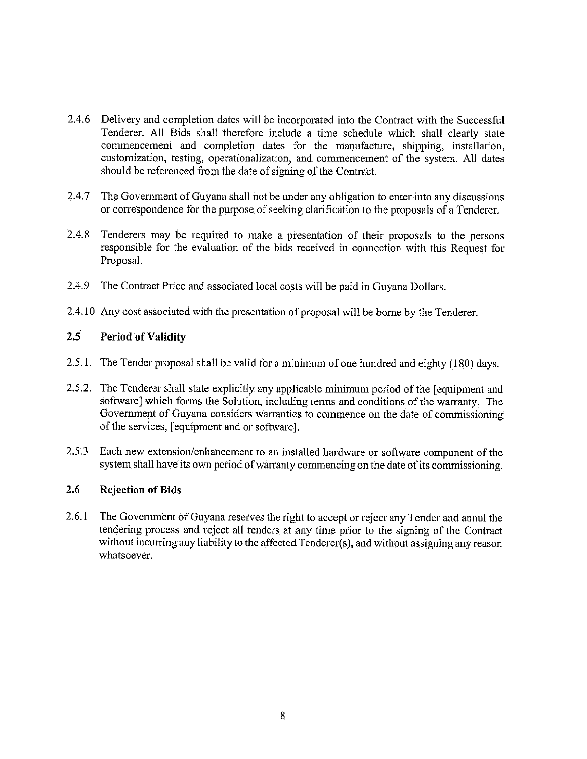2.4.6 Delivery and completion dates will be incorporated into the Contract with the Successful Tenderer. All Bids shall therefore include a time schedule which shall clearly state commencement and completion dates for the manufacture, shipping, installation, customization, testing, operationalization, and commencement of the system. All dates should be referenced from the date of signing of the Contract.

2.4.7 The Government of Guyana shall not be under any obligation to enter into any discussions or correspondence for the purpose of seeking clarification to the proposals of a Tenderer.

2.4.8 Tenderers may be required to make a presentation of their proposals to the persons responsible for the evaluation of the bids received in connection with this Request for Proposal.

2.4.9 The Contract Price and associated local costs will be paid in Guyana Dollars.

2.4.10 Any cost associated with the presentation of proposal will be borne by the Tenderer.

### 2.5 Period of Validity

2.5.1. The Tender proposal shall be valid for a minimum of one hundred and eighty (180) days.

2.5.2. The Tenderer shall state explicitly any applicable minimum period of the [equipment and software] which forms the Solution, including terms and conditions of the warranty. The Government of Guyana considers warranties to commence on the date of commissioning of the services, [equipment and or software].

2.5.3 Each new extension/enhancement to an installed hardware or software component of the system shall have its own period of warranty commencing on the date of its commissioning.

### 2.6 Rejection of Bids

2.6.1 The Government of Guyana reserves the right to accept or reject any Tender and annul the tendering process and reject all tenders at any time prior to the signing of the Contract without incurring any liability to the affected Tenderer(s), and without assigning any reason whatsoever.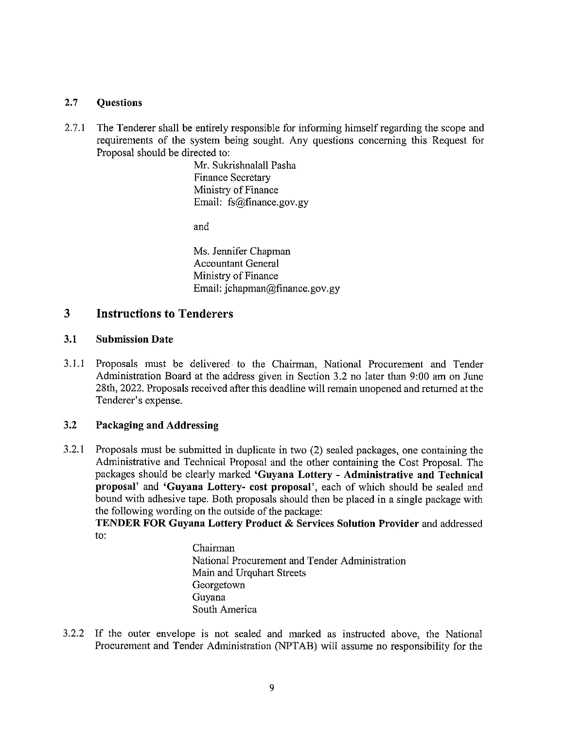### 2.7 Questions

2.7.1 The Tenderer shall be entirely responsible for informing himself regarding the scope and requirements of the system being sought. Any questions concerning this Request for Proposal should be directed to:

Mr. Sukrishnalall Pasha
Finance Secretary
Ministry of Finance
Email: fs@finance.gov.gy

and

Ms. Jennifer Chapman
Accountant General
Ministry of Finance
Email: jchapman@finance.gov.gy

# 3 Instructions to Tenderers

### 3.1 Submission Date

3.1.1 Proposals must be delivered to the Chairman, National Procurement and Tender Administration Board at the address given in Section 3.2 no later than 9:00 am on June 28th, 2022. Proposals received after this deadline will remain unopened and returned at the Tenderer's expense.

### 3.2 Packaging and Addressing

3.2.1 Proposals must be submitted in duplicate in two (2) sealed packages, one containing the Administrative and Technical Proposal and the other containing the Cost Proposal. The packages should be clearly marked **'Guyana Lottery - Administrative and Technical proposal'** and **'Guyana Lottery- cost proposal'**, each of which should be sealed and bound with adhesive tape. Both proposals should then be placed in a single package with the following wording on the outside of the package:
**TENDER FOR Guyana Lottery Product & Services Solution Provider** and addressed to:

Chairman
National Procurement and Tender Administration
Main and Urquhart Streets
Georgetown
Guyana
South America

3.2.2 If the outer envelope is not sealed and marked as instructed above, the National Procurement and Tender Administration (NPTAB) will assume no responsibility for the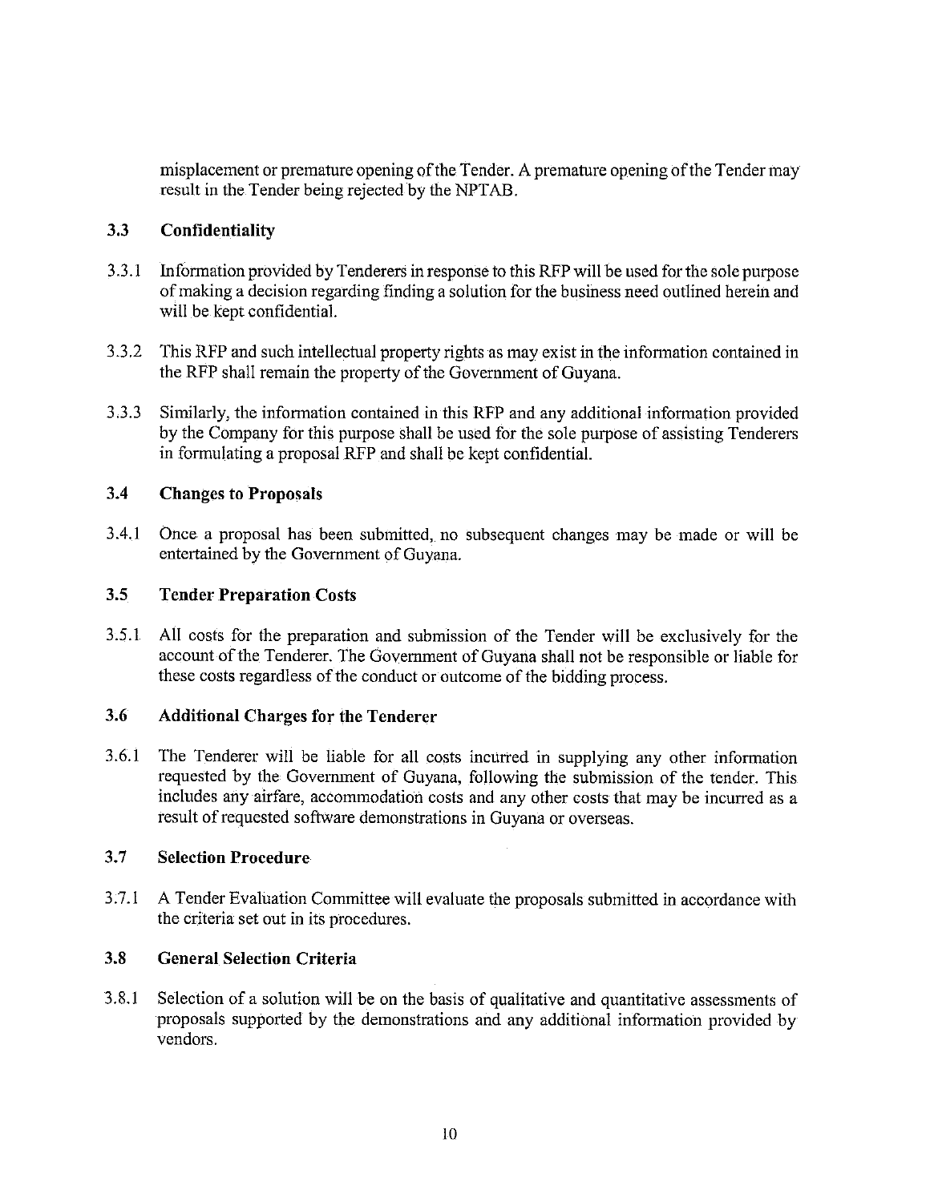misplacement or premature opening of the Tender. A premature opening of the Tender may result in the Tender being rejected by the NPTAB.

### 3.3 Confidentiality

3.3.1 Information provided by Tenderers in response to this RFP will be used for the sole purpose of making a decision regarding finding a solution for the business need outlined herein and will be kept confidential.

3.3.2 This RFP and such intellectual property rights as may exist in the information contained in the RFP shall remain the property of the Government of Guyana.

3.3.3 Similarly, the information contained in this RFP and any additional information provided by the Company for this purpose shall be used for the sole purpose of assisting Tenderers in formulating a proposal RFP and shall be kept confidential.

### 3.4 Changes to Proposals

3.4.1 Once a proposal has been submitted, no subsequent changes may be made or will be entertained by the Government of Guyana.

### 3.5 Tender Preparation Costs

3.5.1 All costs for the preparation and submission of the Tender will be exclusively for the account of the Tenderer. The Government of Guyana shall not be responsible or liable for these costs regardless of the conduct or outcome of the bidding process.

### 3.6 Additional Charges for the Tenderer

3.6.1 The Tenderer will be liable for all costs incurred in supplying any other information requested by the Government of Guyana, following the submission of the tender. This includes any airfare, accommodation costs and any other costs that may be incurred as a result of requested software demonstrations in Guyana or overseas.

### 3.7 Selection Procedure

3.7.1 A Tender Evaluation Committee will evaluate the proposals submitted in accordance with the criteria set out in its procedures.

### 3.8 General Selection Criteria

3.8.1 Selection of a solution will be on the basis of qualitative and quantitative assessments of proposals supported by the demonstrations and any additional information provided by vendors.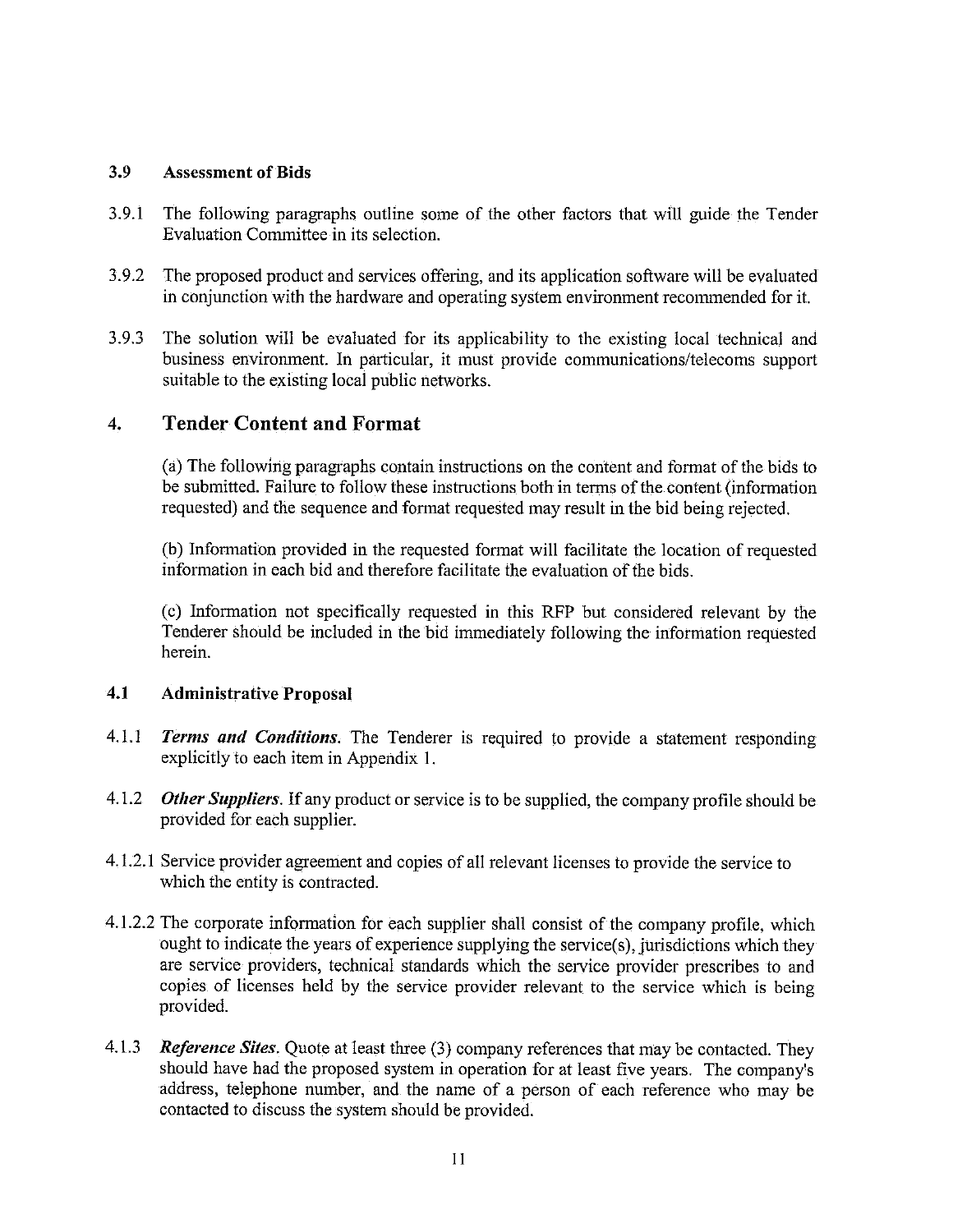### 3.9 Assessment of Bids

3.9.1 The following paragraphs outline some of the other factors that will guide the Tender Evaluation Committee in its selection.

3.9.2 The proposed product and services offering, and its application software will be evaluated in conjunction with the hardware and operating system environment recommended for it.

3.9.3 The solution will be evaluated for its applicability to the existing local technical and business environment. In particular, it must provide communications/telecoms support suitable to the existing local public networks.

## 4. Tender Content and Format

(a) The following paragraphs contain instructions on the content and format of the bids to be submitted. Failure to follow these instructions both in terms of the content (information requested) and the sequence and format requested may result in the bid being rejected.

(b) Information provided in the requested format will facilitate the location of requested information in each bid and therefore facilitate the evaluation of the bids.

(c) Information not specifically requested in this RFP but considered relevant by the Tenderer should be included in the bid immediately following the information requested herein.

### 4.1 Administrative Proposal

4.1.1 ***Terms and Conditions.*** The Tenderer is required to provide a statement responding explicitly to each item in Appendix 1.

4.1.2 ***Other Suppliers.*** If any product or service is to be supplied, the company profile should be provided for each supplier.

4.1.2.1 Service provider agreement and copies of all relevant licenses to provide the service to which the entity is contracted.

4.1.2.2 The corporate information for each supplier shall consist of the company profile, which ought to indicate the years of experience supplying the service(s), jurisdictions which they are service providers, technical standards which the service provider prescribes to and copies of licenses held by the service provider relevant to the service which is being provided.

4.1.3 ***Reference Sites.*** Quote at least three (3) company references that may be contacted. They should have had the proposed system in operation for at least five years. The company's address, telephone number, and the name of a person of each reference who may be contacted to discuss the system should be provided.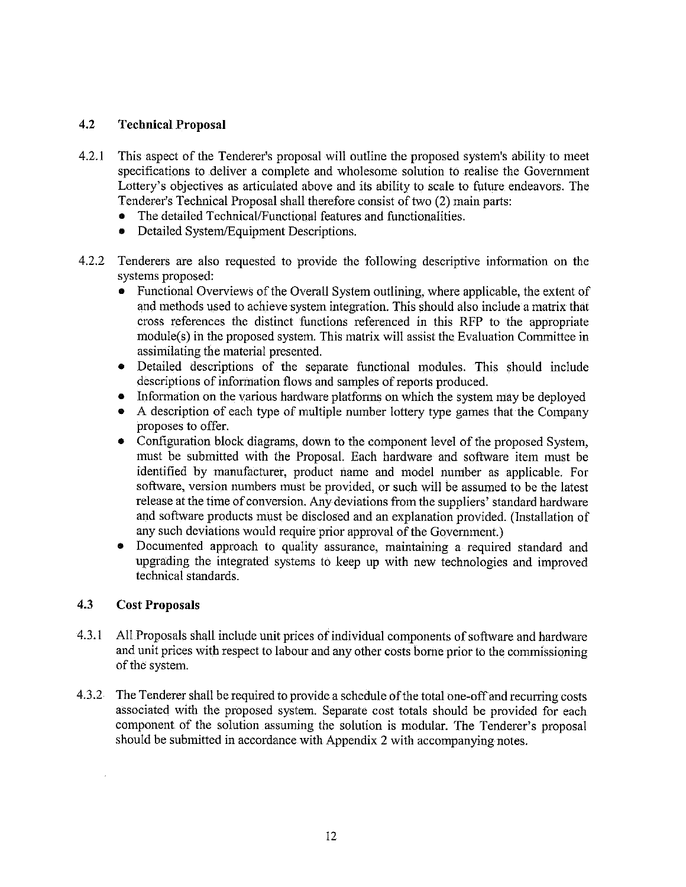## 4.2 Technical Proposal

4.2.1 This aspect of the Tenderer's proposal will outline the proposed system's ability to meet specifications to deliver a complete and wholesome solution to realise the Government Lottery's objectives as articulated above and its ability to scale to future endeavors. The Tenderer's Technical Proposal shall therefore consist of two (2) main parts:

- The detailed Technical/Functional features and functionalities.
- Detailed System/Equipment Descriptions.

4.2.2 Tenderers are also requested to provide the following descriptive information on the systems proposed:

- Functional Overviews of the Overall System outlining, where applicable, the extent of and methods used to achieve system integration. This should also include a matrix that cross references the distinct functions referenced in this RFP to the appropriate module(s) in the proposed system. This matrix will assist the Evaluation Committee in assimilating the material presented.
- Detailed descriptions of the separate functional modules. This should include descriptions of information flows and samples of reports produced.
- Information on the various hardware platforms on which the system may be deployed
- A description of each type of multiple number lottery type games that the Company proposes to offer.
- Configuration block diagrams, down to the component level of the proposed System, must be submitted with the Proposal. Each hardware and software item must be identified by manufacturer, product name and model number as applicable. For software, version numbers must be provided, or such will be assumed to be the latest release at the time of conversion. Any deviations from the suppliers' standard hardware and software products must be disclosed and an explanation provided. (Installation of any such deviations would require prior approval of the Government.)
- Documented approach to quality assurance, maintaining a required standard and upgrading the integrated systems to keep up with new technologies and improved technical standards.

## 4.3 Cost Proposals

4.3.1 All Proposals shall include unit prices of individual components of software and hardware and unit prices with respect to labour and any other costs borne prior to the commissioning of the system.

4.3.2 The Tenderer shall be required to provide a schedule of the total one-off and recurring costs associated with the proposed system. Separate cost totals should be provided for each component of the solution assuming the solution is modular. The Tenderer's proposal should be submitted in accordance with Appendix 2 with accompanying notes.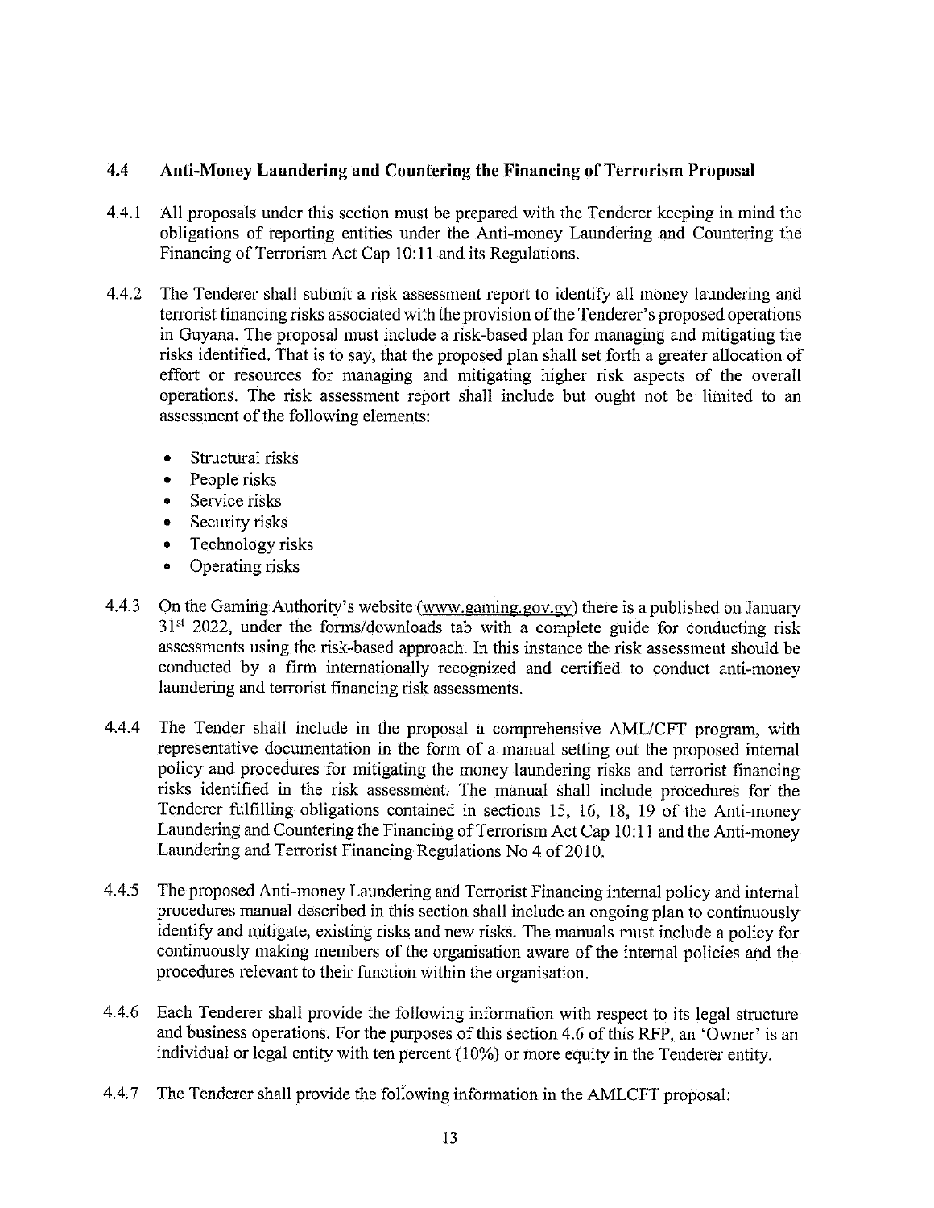### 4.4 Anti-Money Laundering and Countering the Financing of Terrorism Proposal

4.4.1 All proposals under this section must be prepared with the Tenderer keeping in mind the obligations of reporting entities under the Anti-money Laundering and Countering the Financing of Terrorism Act Cap 10:11 and its Regulations.

4.4.2 The Tenderer shall submit a risk assessment report to identify all money laundering and terrorist financing risks associated with the provision of the Tenderer's proposed operations in Guyana. The proposal must include a risk-based plan for managing and mitigating the risks identified. That is to say, that the proposed plan shall set forth a greater allocation of effort or resources for managing and mitigating higher risk aspects of the overall operations. The risk assessment report shall include but ought not be limited to an assessment of the following elements:

- Structural risks
- People risks
- Service risks
- Security risks
- Technology risks
- Operating risks

4.4.3 On the Gaming Authority's website (www.gaming.gov.gy) there is a published on January 31st 2022, under the forms/downloads tab with a complete guide for conducting risk assessments using the risk-based approach. In this instance the risk assessment should be conducted by a firm internationally recognized and certified to conduct anti-money laundering and terrorist financing risk assessments.

4.4.4 The Tender shall include in the proposal a comprehensive AML/CFT program, with representative documentation in the form of a manual setting out the proposed internal policy and procedures for mitigating the money laundering risks and terrorist financing risks identified in the risk assessment. The manual shall include procedures for the Tenderer fulfilling obligations contained in sections 15, 16, 18, 19 of the Anti-money Laundering and Countering the Financing of Terrorism Act Cap 10:11 and the Anti-money Laundering and Terrorist Financing Regulations No 4 of 2010.

4.4.5 The proposed Anti-money Laundering and Terrorist Financing internal policy and internal procedures manual described in this section shall include an ongoing plan to continuously identify and mitigate, existing risks and new risks. The manuals must include a policy for continuously making members of the organisation aware of the internal policies and the procedures relevant to their function within the organisation.

4.4.6 Each Tenderer shall provide the following information with respect to its legal structure and business operations. For the purposes of this section 4.6 of this RFP, an 'Owner' is an individual or legal entity with ten percent (10%) or more equity in the Tenderer entity.

4.4.7 The Tenderer shall provide the following information in the AMLCFT proposal: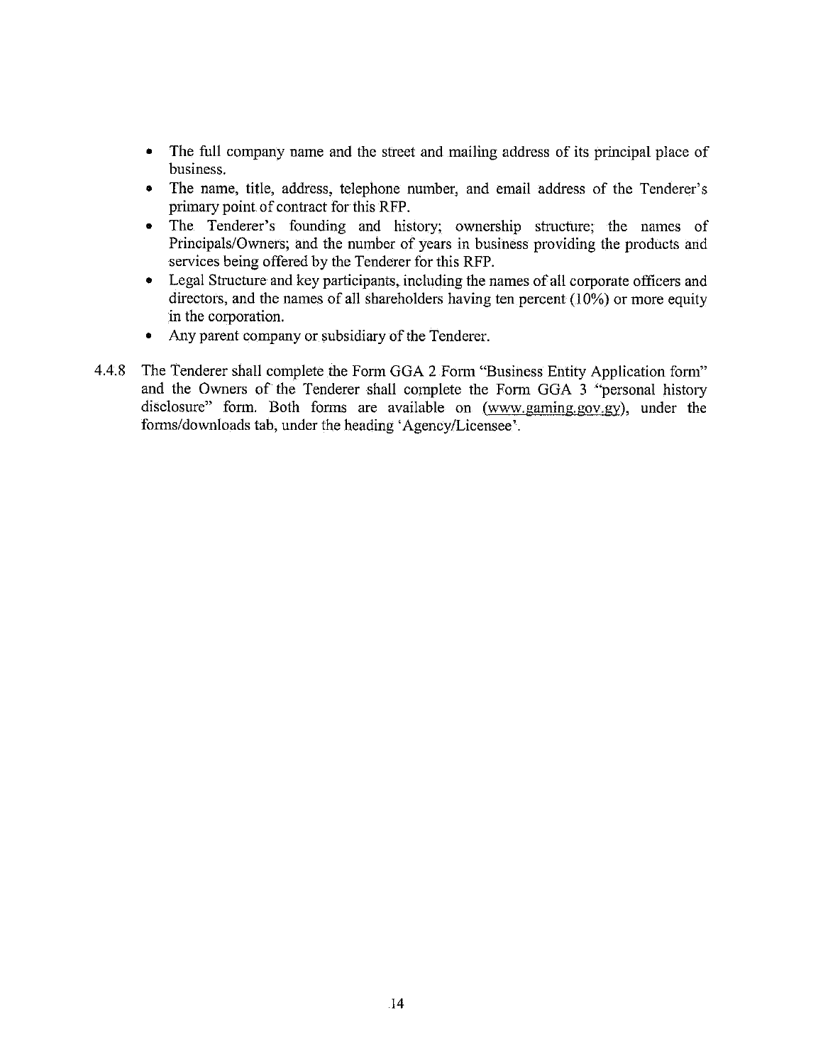- The full company name and the street and mailing address of its principal place of business.
- The name, title, address, telephone number, and email address of the Tenderer's primary point of contract for this RFP.
- The Tenderer's founding and history; ownership structure; the names of Principals/Owners; and the number of years in business providing the products and services being offered by the Tenderer for this RFP.
- Legal Structure and key participants, including the names of all corporate officers and directors, and the names of all shareholders having ten percent (10%) or more equity in the corporation.
- Any parent company or subsidiary of the Tenderer.

4.4.8 The Tenderer shall complete the Form GGA 2 Form "Business Entity Application form" and the Owners of the Tenderer shall complete the Form GGA 3 "personal history disclosure" form. Both forms are available on (www.gaming.gov.gy), under the forms/downloads tab, under the heading 'Agency/Licensee'.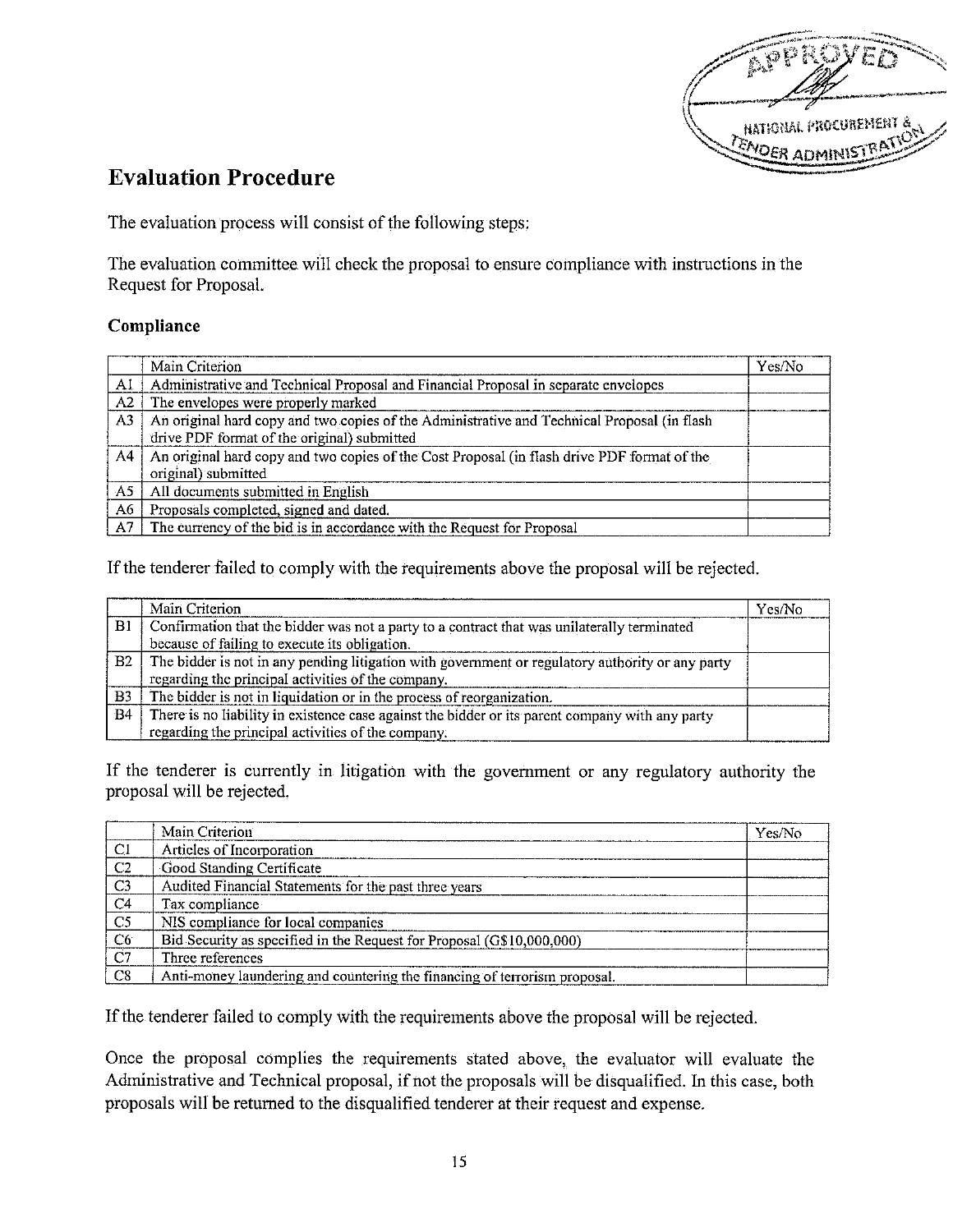## Evaluation Procedure

The evaluation process will consist of the following steps;

The evaluation committee will check the proposal to ensure compliance with instructions in the Request for Proposal.

### Compliance

| | Main Criterion | Yes/No |
|---|---|---|
| A1 | Administrative and Technical Proposal and Financial Proposal in separate envelopes | |
| A2 | The envelopes were properly marked | |
| A3 | An original hard copy and two copies of the Administrative and Technical Proposal (in flash drive PDF format of the original) submitted | |
| A4 | An original hard copy and two copies of the Cost Proposal (in flash drive PDF format of the original) submitted | |
| A5 | All documents submitted in English | |
| A6 | Proposals completed, signed and dated. | |
| A7 | The currency of the bid is in accordance with the Request for Proposal | |

If the tenderer failed to comply with the requirements above the proposal will be rejected.

| | Main Criterion | Yes/No |
|---|---|---|
| B1 | Confirmation that the bidder was not a party to a contract that was unilaterally terminated because of failing to execute its obligation. | |
| B2 | The bidder is not in any pending litigation with government or regulatory authority or any party regarding the principal activities of the company. | |
| B3 | The bidder is not in liquidation or in the process of reorganization. | |
| B4 | There is no liability in existence case against the bidder or its parent company with any party regarding the principal activities of the company. | |

If the tenderer is currently in litigation with the government or any regulatory authority the proposal will be rejected.

| | Main Criterion | Yes/No |
|---|---|---|
| C1 | Articles of Incorporation | |
| C2 | Good Standing Certificate | |
| C3 | Audited Financial Statements for the past three years | |
| C4 | Tax compliance | |
| C5 | NIS compliance for local companies | |
| C6 | Bid Security as specified in the Request for Proposal (G$10,000,000) | |
| C7 | Three references | |
| C8 | Anti-money laundering and countering the financing of terrorism proposal. | |

If the tenderer failed to comply with the requirements above the proposal will be rejected.

Once the proposal complies the requirements stated above, the evaluator will evaluate the Administrative and Technical proposal, if not the proposals will be disqualified. In this case, both proposals will be returned to the disqualified tenderer at their request and expense.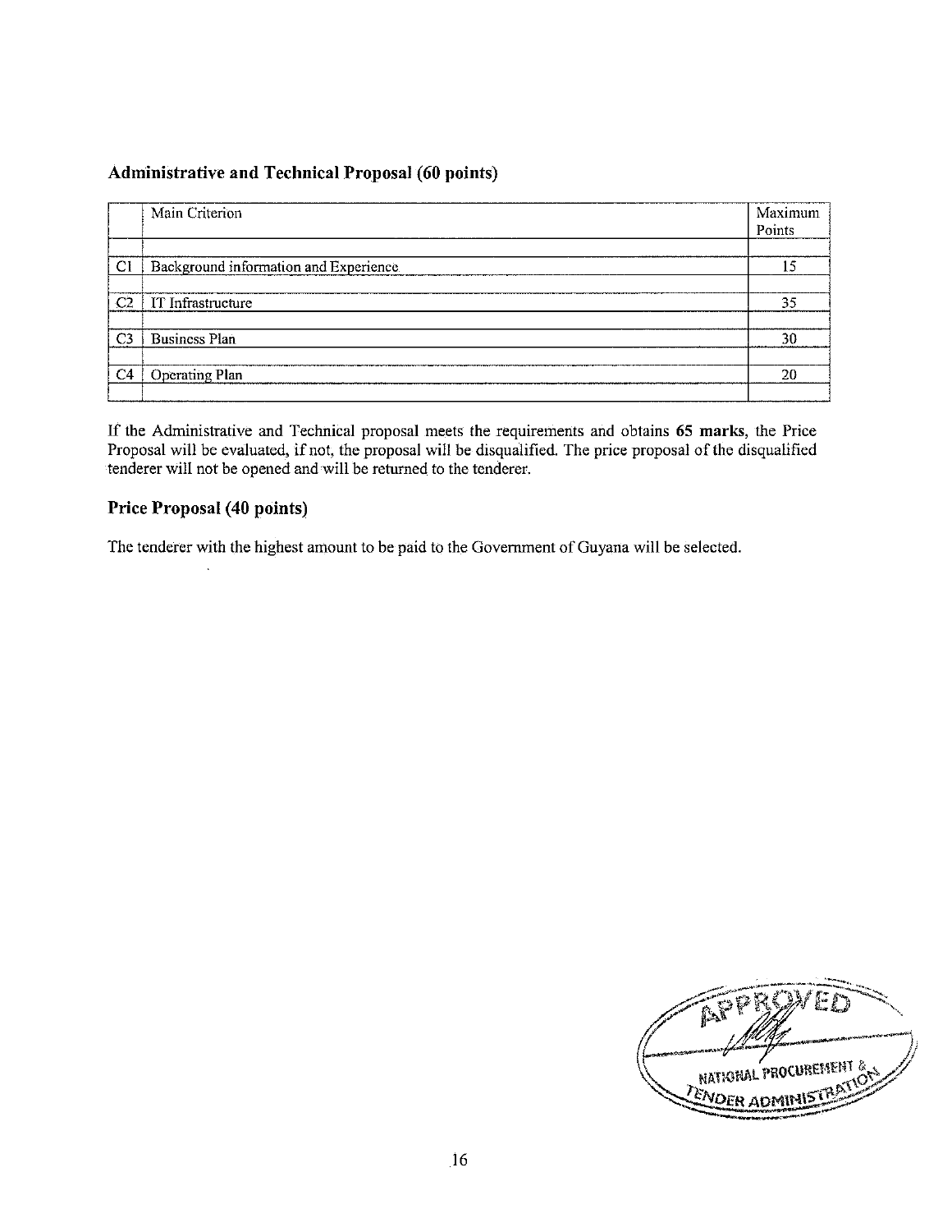### Administrative and Technical Proposal (60 points)

| | Main Criterion | Maximum Points |
|---|---|---|
| | | |
| C1 | Background information and Experience | 15 |
| | | |
| C2 | IT Infrastructure | 35 |
| | | |
| C3 | Business Plan | 30 |
| | | |
| C4 | Operating Plan | 20 |
| | | |

If the Administrative and Technical proposal meets the requirements and obtains **65 marks**, the Price Proposal will be evaluated, if not, the proposal will be disqualified. The price proposal of the disqualified tenderer will not be opened and will be returned to the tenderer.

### Price Proposal (40 points)

The tenderer with the highest amount to be paid to the Government of Guyana will be selected.

APPROVED
NATIONAL PROCUREMENT & TENDER ADMINISTRATION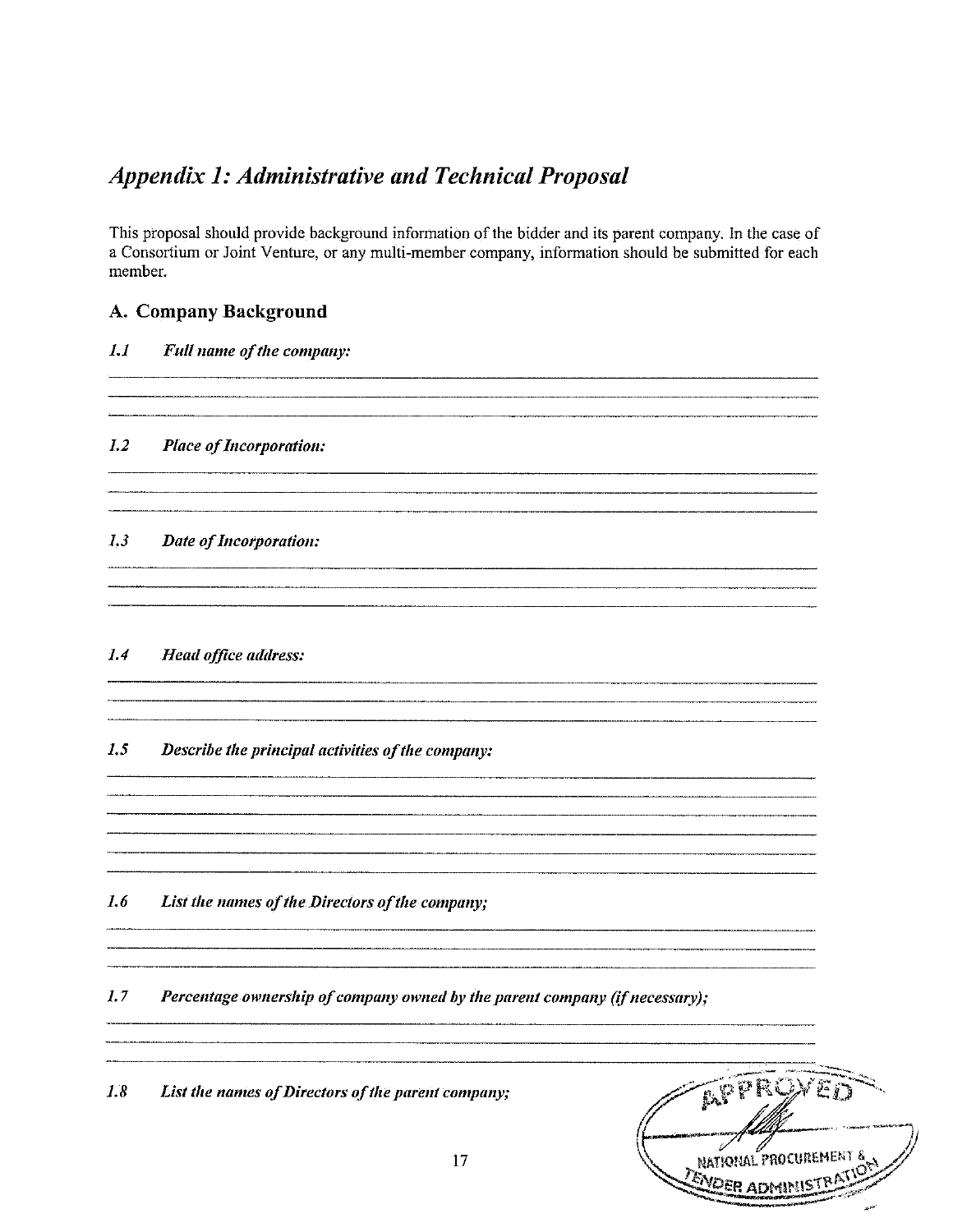## *Appendix 1: Administrative and Technical Proposal*

This proposal should provide background information of the bidder and its parent company. In the case of a Consortium or Joint Venture, or any multi-member company, information should be submitted for each member.

### A. Company Background

*1.1 Full name of the company:*

*1.2 Place of Incorporation:*

*1.3 Date of Incorporation:*

*1.4 Head office address:*

*1.5 Describe the principal activities of the company:*

*1.6 List the names of the Directors of the company;*

*1.7 Percentage ownership of company owned by the parent company (if necessary);*

*1.8 List the names of Directors of the parent company;*

APPROVED
NATIONAL PROCUREMENT & TENDER ADMINISTRATION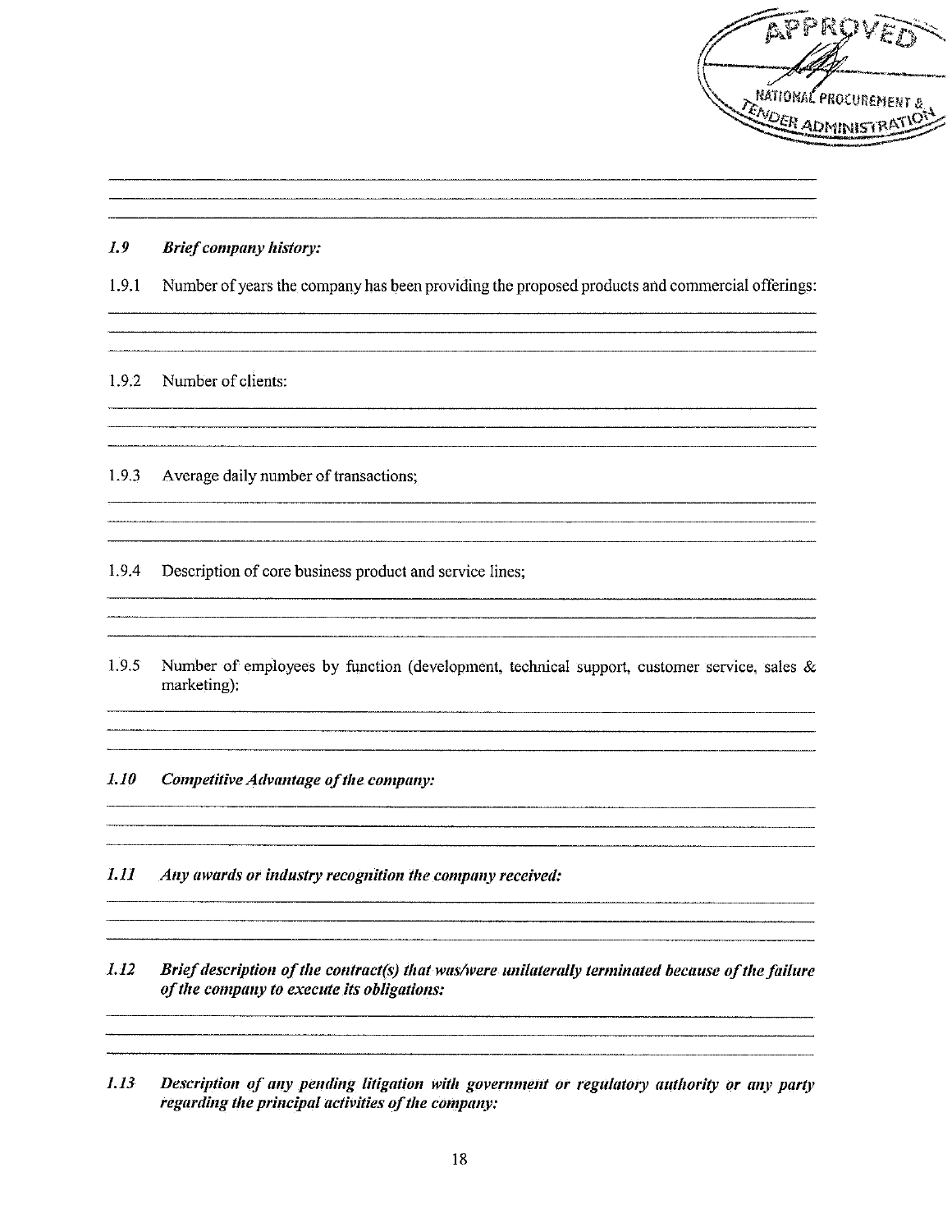APPROVED

NATIONAL PROCUREMENT & TENDER ADMINISTRATION

***1.9 Brief company history:***

1.9.1 Number of years the company has been providing the proposed products and commercial offerings:

1.9.2 Number of clients:

1.9.3 Average daily number of transactions;

1.9.4 Description of core business product and service lines;

1.9.5 Number of employees by function (development, technical support, customer service, sales & marketing):

***1.10 Competitive Advantage of the company:***

***1.11 Any awards or industry recognition the company received:***

***1.12 Brief description of the contract(s) that was/were unilaterally terminated because of the failure of the company to execute its obligations:***

***1.13 Description of any pending litigation with government or regulatory authority or any party regarding the principal activities of the company:***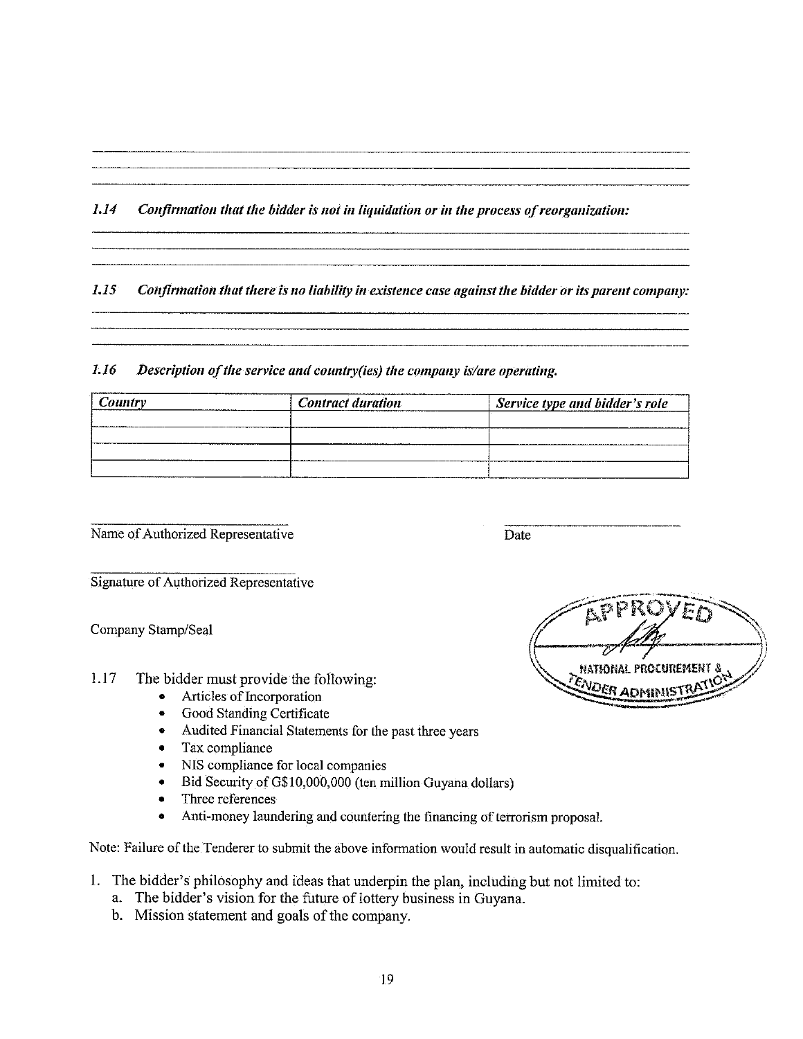***1.14 Confirmation that the bidder is not in liquidation or in the process of reorganization:***

***1.15 Confirmation that there is no liability in existence case against the bidder or its parent company:***

***1.16 Description of the service and country(ies) the company is/are operating.***

| *Country* | *Contract duration* | *Service type and bidder's role* |
|---|---|---|
| | | |
| | | |
| | | |
| | | |

Name of Authorized Representative

Date

Signature of Authorized Representative

Company Stamp/Seal

APPROVED NATIONAL PROCUREMENT & TENDER ADMINISTRATION

1.17 The bidder must provide the following:

- Articles of Incorporation
- Good Standing Certificate
- Audited Financial Statements for the past three years
- Tax compliance
- NIS compliance for local companies
- Bid Security of G$10,000,000 (ten million Guyana dollars)
- Three references
- Anti-money laundering and countering the financing of terrorism proposal.

Note: Failure of the Tenderer to submit the above information would result in automatic disqualification.

1. The bidder's philosophy and ideas that underpin the plan, including but not limited to:
   a. The bidder's vision for the future of lottery business in Guyana.
   b. Mission statement and goals of the company.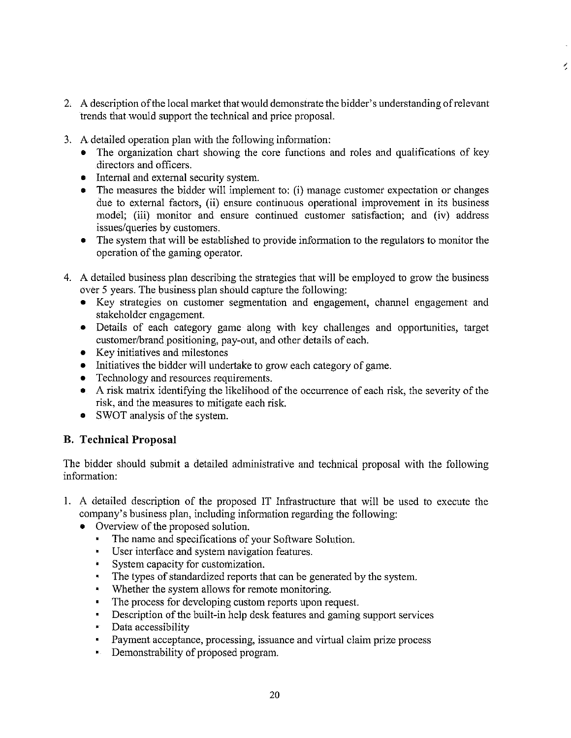2. A description of the local market that would demonstrate the bidder's understanding of relevant trends that would support the technical and price proposal.

3. A detailed operation plan with the following information:
   - The organization chart showing the core functions and roles and qualifications of key directors and officers.
   - Internal and external security system.
   - The measures the bidder will implement to: (i) manage customer expectation or changes due to external factors, (ii) ensure continuous operational improvement in its business model; (iii) monitor and ensure continued customer satisfaction; and (iv) address issues/queries by customers.
   - The system that will be established to provide information to the regulators to monitor the operation of the gaming operator.

4. A detailed business plan describing the strategies that will be employed to grow the business over 5 years. The business plan should capture the following:
   - Key strategies on customer segmentation and engagement, channel engagement and stakeholder engagement.
   - Details of each category game along with key challenges and opportunities, target customer/brand positioning, pay-out, and other details of each.
   - Key initiatives and milestones
   - Initiatives the bidder will undertake to grow each category of game.
   - Technology and resources requirements.
   - A risk matrix identifying the likelihood of the occurrence of each risk, the severity of the risk, and the measures to mitigate each risk.
   - SWOT analysis of the system.

## B. Technical Proposal

The bidder should submit a detailed administrative and technical proposal with the following information:

1. A detailed description of the proposed IT Infrastructure that will be used to execute the company's business plan, including information regarding the following:
   - Overview of the proposed solution.
     - The name and specifications of your Software Solution.
     - User interface and system navigation features.
     - System capacity for customization.
     - The types of standardized reports that can be generated by the system.
     - Whether the system allows for remote monitoring.
     - The process for developing custom reports upon request.
     - Description of the built-in help desk features and gaming support services
     - Data accessibility
     - Payment acceptance, processing, issuance and virtual claim prize process
     - Demonstrability of proposed program.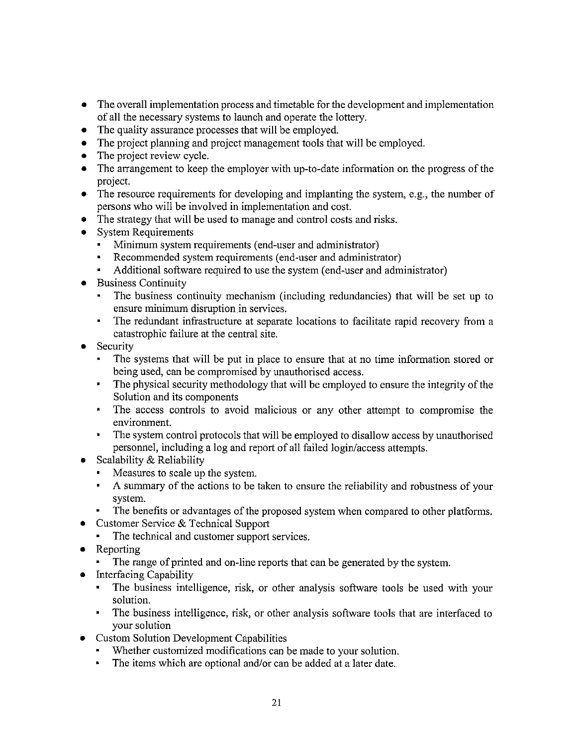- The overall implementation process and timetable for the development and implementation of all the necessary systems to launch and operate the lottery.
- The quality assurance processes that will be employed.
- The project planning and project management tools that will be employed.
- The project review cycle.
- The arrangement to keep the employer with up-to-date information on the progress of the project.
- The resource requirements for developing and implanting the system, e.g., the number of persons who will be involved in implementation and cost.
- The strategy that will be used to manage and control costs and risks.
- System Requirements
  - Minimum system requirements (end-user and administrator)
  - Recommended system requirements (end-user and administrator)
  - Additional software required to use the system (end-user and administrator)
- Business Continuity
  - The business continuity mechanism (including redundancies) that will be set up to ensure minimum disruption in services.
  - The redundant infrastructure at separate locations to facilitate rapid recovery from a catastrophic failure at the central site.
- Security
  - The systems that will be put in place to ensure that at no time information stored or being used, can be compromised by unauthorised access.
  - The physical security methodology that will be employed to ensure the integrity of the Solution and its components
  - The access controls to avoid malicious or any other attempt to compromise the environment.
  - The system control protocols that will be employed to disallow access by unauthorised personnel, including a log and report of all failed login/access attempts.
- Scalability & Reliability
  - Measures to scale up the system.
  - A summary of the actions to be taken to ensure the reliability and robustness of your system.
  - The benefits or advantages of the proposed system when compared to other platforms.
- Customer Service & Technical Support
  - The technical and customer support services.
- Reporting
  - The range of printed and on-line reports that can be generated by the system.
- Interfacing Capability
  - The business intelligence, risk, or other analysis software tools be used with your solution.
  - The business intelligence, risk, or other analysis software tools that are interfaced to your solution
- Custom Solution Development Capabilities
  - Whether customized modifications can be made to your solution.
  - The items which are optional and/or can be added at a later date.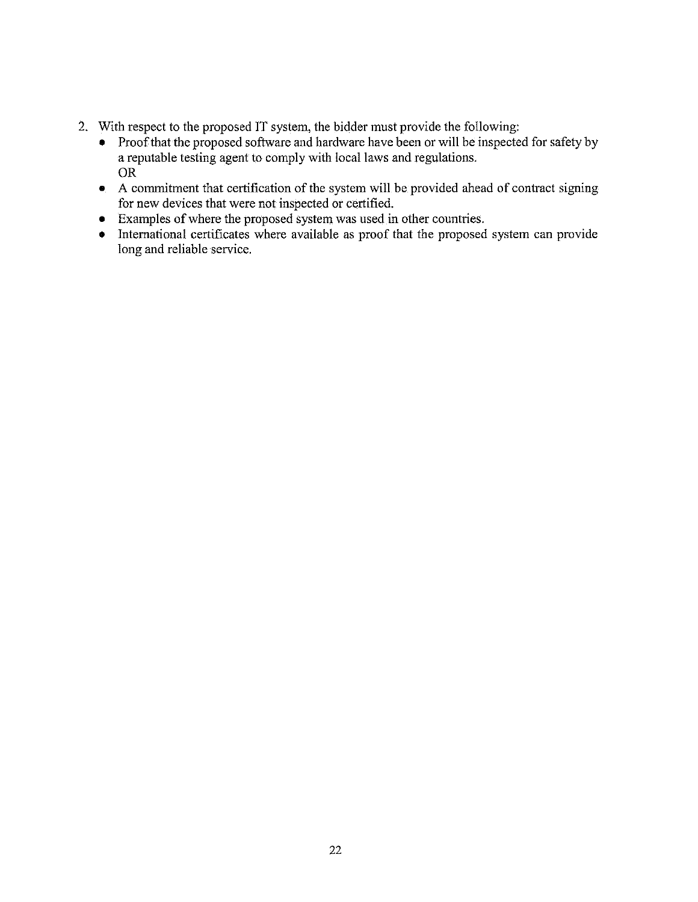2. With respect to the proposed IT system, the bidder must provide the following:
   - Proof that the proposed software and hardware have been or will be inspected for safety by a reputable testing agent to comply with local laws and regulations.
     OR
   - A commitment that certification of the system will be provided ahead of contract signing for new devices that were not inspected or certified.
   - Examples of where the proposed system was used in other countries.
   - International certificates where available as proof that the proposed system can provide long and reliable service.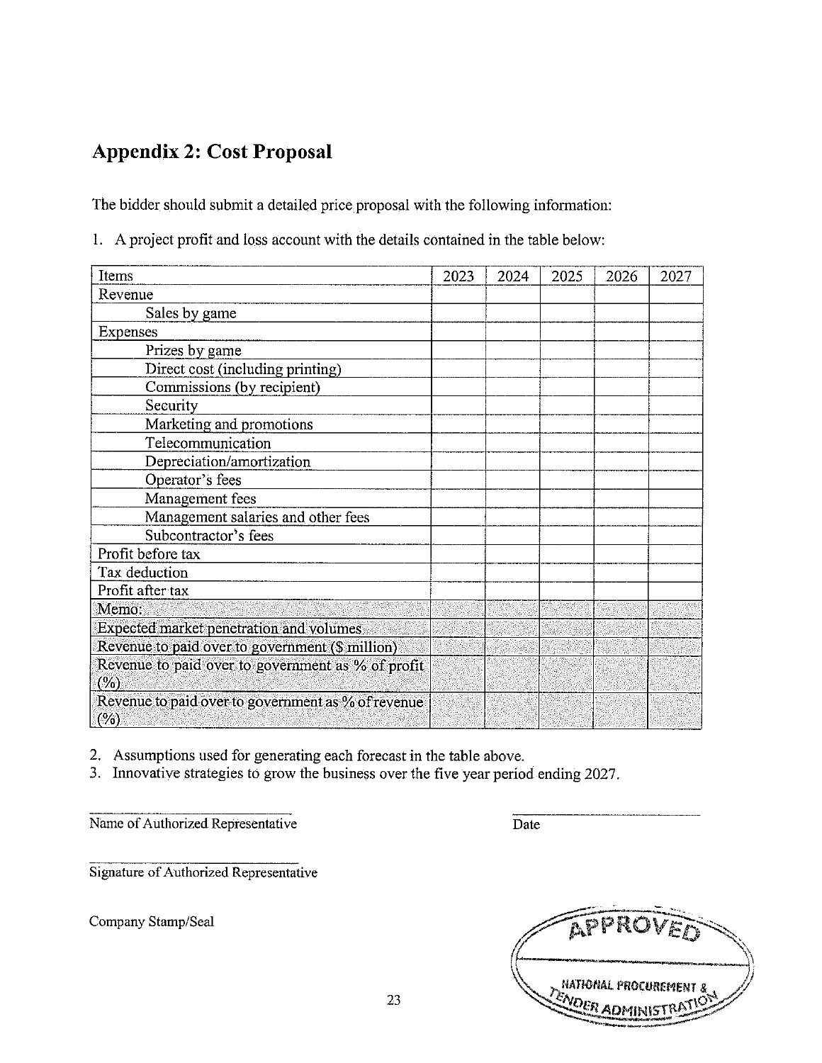## Appendix 2: Cost Proposal

The bidder should submit a detailed price proposal with the following information:

1. A project profit and loss account with the details contained in the table below:

| Items | 2023 | 2024 | 2025 | 2026 | 2027 |
|---|---|---|---|---|---|
| Revenue | | | | | |
| Sales by game | | | | | |
| Expenses | | | | | |
| Prizes by game | | | | | |
| Direct cost (including printing) | | | | | |
| Commissions (by recipient) | | | | | |
| Security | | | | | |
| Marketing and promotions | | | | | |
| Telecommunication | | | | | |
| Depreciation/amortization | | | | | |
| Operator's fees | | | | | |
| Management fees | | | | | |
| Management salaries and other fees | | | | | |
| Subcontractor's fees | | | | | |
| Profit before tax | | | | | |
| Tax deduction | | | | | |
| Profit after tax | | | | | |
| Memo: | | | | | |
| Expected market penetration and volumes | | | | | |
| Revenue to paid over to government ($ million) | | | | | |
| Revenue to paid over to government as % of profit (%) | | | | | |
| Revenue to paid over to government as % of revenue (%) | | | | | |

2. Assumptions used for generating each forecast in the table above.
3. Innovative strategies to grow the business over the five year period ending 2027.

Name of Authorized Representative

Date

Signature of Authorized Representative

Company Stamp/Seal

APPROVED
NATIONAL PROCUREMENT & TENDER ADMINISTRATION